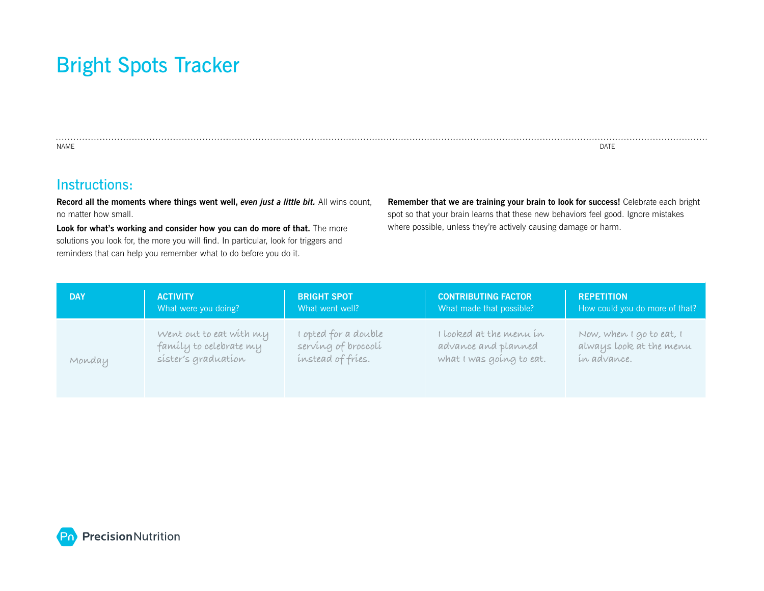# Bright Spots Tracker

NAME DATE

## Instructions:

**Record all the moments where things went well, *even just a little bit.*** All wins count, no matter how small.

**Look for what's working and consider how you can do more of that.** The more solutions you look for, the more you will find. In particular, look for triggers and reminders that can help you remember what to do before you do it.

**Remember that we are training your brain to look for success!** Celebrate each bright spot so that your brain learns that these new behaviors feel good. Ignore mistakes where possible, unless they're actively causing damage or harm.

| DAY | ACTIVITY What were you doing? | BRIGHT SPOT What went well? | CONTRIBUTING FACTOR What made that possible? | REPETITION How could you do more of that? |
| --- | --- | --- | --- | --- |
| Monday | Went out to eat with my family to celebrate my sister's graduation | I opted for a double serving of broccoli instead of fries. | I looked at the menu in advance and planned what I was going to eat. | Now, when I go to eat, I always look at the menu in advance. |

PrecisionNutrition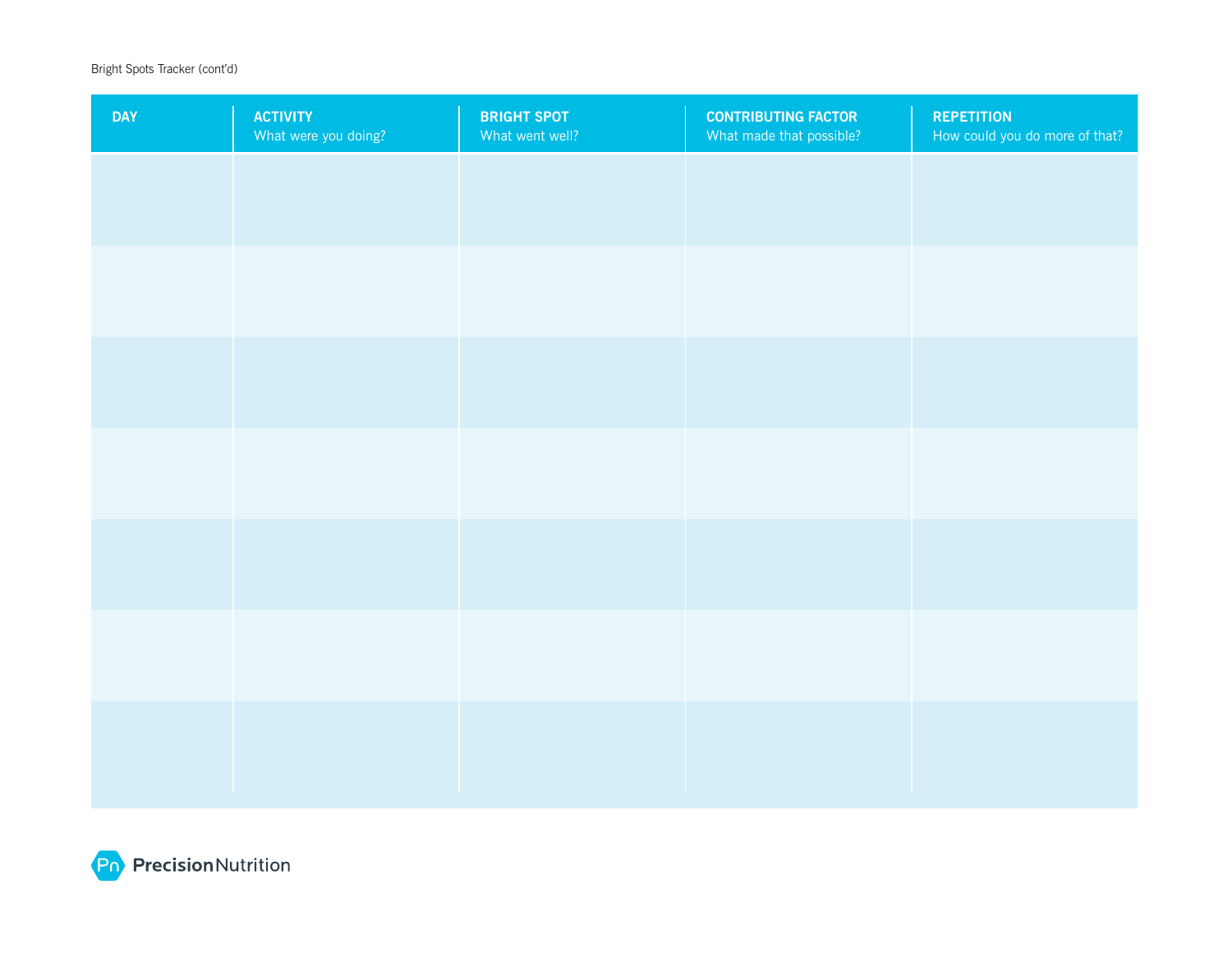Bright Spots Tracker (cont'd)

| DAY | ACTIVITY<br>What were you doing? | BRIGHT SPOT<br>What went well? | CONTRIBUTING FACTOR<br>What made that possible? | REPETITION<br>How could you do more of that? |
|---|---|---|---|---|
| | | | | |
| | | | | |
| | | | | |
| | | | | |
| | | | | |
| | | | | |
| | | | | |

Precision Nutrition